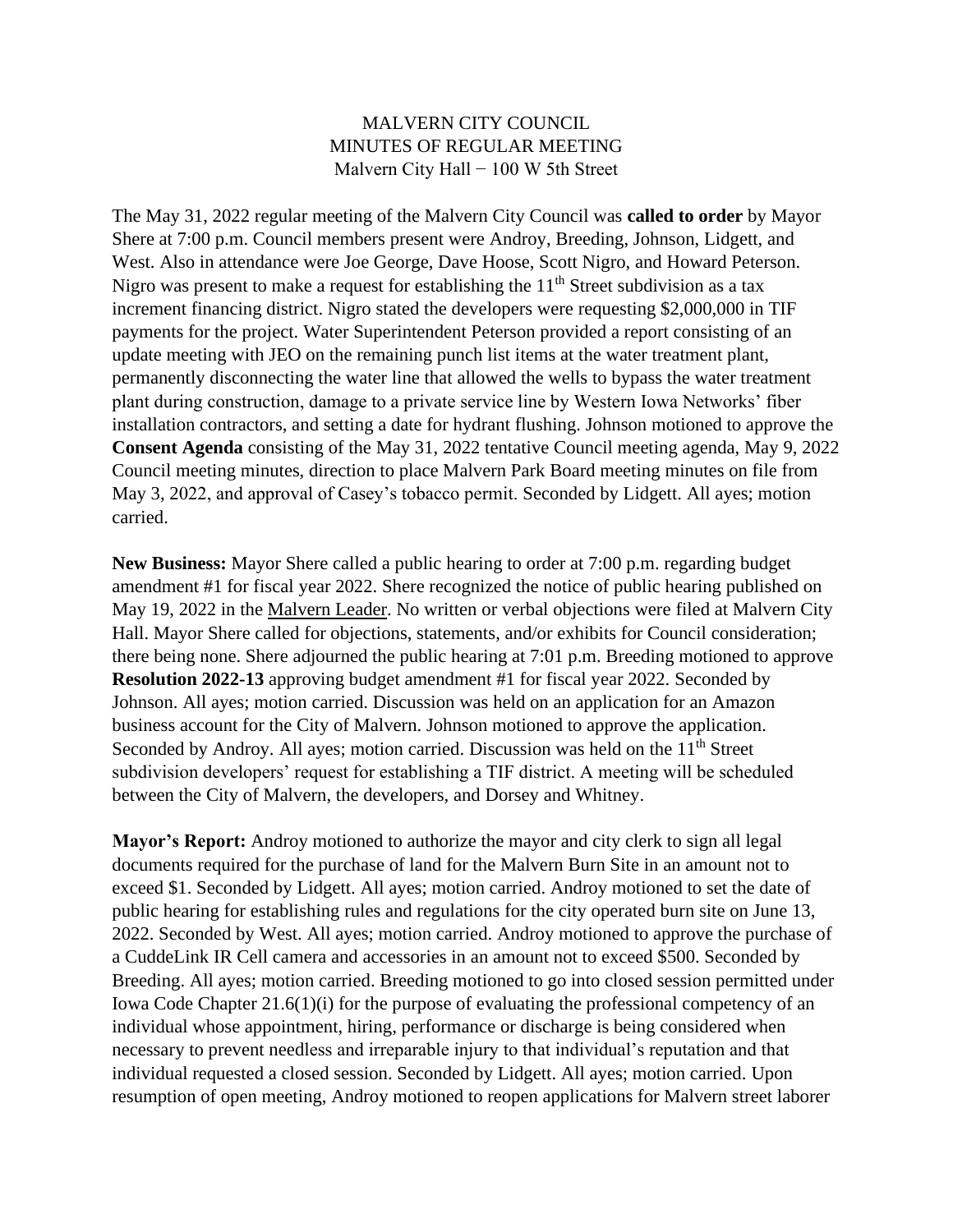MALVERN CITY COUNCIL
MINUTES OF REGULAR MEETING
Malvern City Hall − 100 W 5th Street

The May 31, 2022 regular meeting of the Malvern City Council was **called to order** by Mayor Shere at 7:00 p.m. Council members present were Androy, Breeding, Johnson, Lidgett, and West. Also in attendance were Joe George, Dave Hoose, Scott Nigro, and Howard Peterson. Nigro was present to make a request for establishing the 11th Street subdivision as a tax increment financing district. Nigro stated the developers were requesting $2,000,000 in TIF payments for the project. Water Superintendent Peterson provided a report consisting of an update meeting with JEO on the remaining punch list items at the water treatment plant, permanently disconnecting the water line that allowed the wells to bypass the water treatment plant during construction, damage to a private service line by Western Iowa Networks' fiber installation contractors, and setting a date for hydrant flushing. Johnson motioned to approve the **Consent Agenda** consisting of the May 31, 2022 tentative Council meeting agenda, May 9, 2022 Council meeting minutes, direction to place Malvern Park Board meeting minutes on file from May 3, 2022, and approval of Casey's tobacco permit. Seconded by Lidgett. All ayes; motion carried.

**New Business:** Mayor Shere called a public hearing to order at 7:00 p.m. regarding budget amendment #1 for fiscal year 2022. Shere recognized the notice of public hearing published on May 19, 2022 in the Malvern Leader. No written or verbal objections were filed at Malvern City Hall. Mayor Shere called for objections, statements, and/or exhibits for Council consideration; there being none. Shere adjourned the public hearing at 7:01 p.m. Breeding motioned to approve **Resolution 2022-13** approving budget amendment #1 for fiscal year 2022. Seconded by Johnson. All ayes; motion carried. Discussion was held on an application for an Amazon business account for the City of Malvern. Johnson motioned to approve the application. Seconded by Androy. All ayes; motion carried. Discussion was held on the 11th Street subdivision developers' request for establishing a TIF district. A meeting will be scheduled between the City of Malvern, the developers, and Dorsey and Whitney.

**Mayor's Report:** Androy motioned to authorize the mayor and city clerk to sign all legal documents required for the purchase of land for the Malvern Burn Site in an amount not to exceed $1. Seconded by Lidgett. All ayes; motion carried. Androy motioned to set the date of public hearing for establishing rules and regulations for the city operated burn site on June 13, 2022. Seconded by West. All ayes; motion carried. Androy motioned to approve the purchase of a CuddeLink IR Cell camera and accessories in an amount not to exceed $500. Seconded by Breeding. All ayes; motion carried. Breeding motioned to go into closed session permitted under Iowa Code Chapter 21.6(1)(i) for the purpose of evaluating the professional competency of an individual whose appointment, hiring, performance or discharge is being considered when necessary to prevent needless and irreparable injury to that individual's reputation and that individual requested a closed session. Seconded by Lidgett. All ayes; motion carried. Upon resumption of open meeting, Androy motioned to reopen applications for Malvern street laborer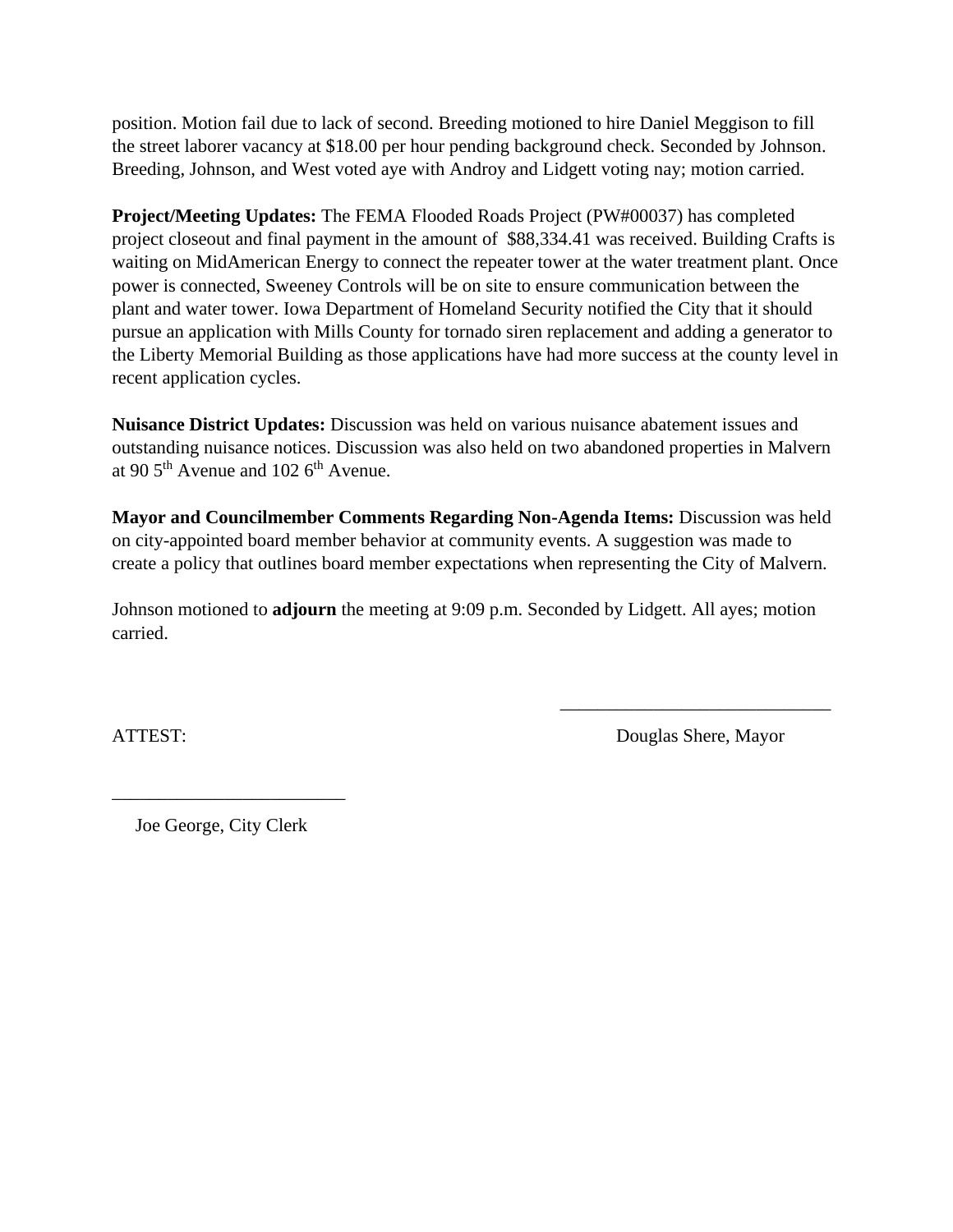position. Motion fail due to lack of second. Breeding motioned to hire Daniel Meggison to fill the street laborer vacancy at $18.00 per hour pending background check. Seconded by Johnson. Breeding, Johnson, and West voted aye with Androy and Lidgett voting nay; motion carried.

**Project/Meeting Updates:** The FEMA Flooded Roads Project (PW#00037) has completed project closeout and final payment in the amount of $88,334.41 was received. Building Crafts is waiting on MidAmerican Energy to connect the repeater tower at the water treatment plant. Once power is connected, Sweeney Controls will be on site to ensure communication between the plant and water tower. Iowa Department of Homeland Security notified the City that it should pursue an application with Mills County for tornado siren replacement and adding a generator to the Liberty Memorial Building as those applications have had more success at the county level in recent application cycles.

**Nuisance District Updates:** Discussion was held on various nuisance abatement issues and outstanding nuisance notices. Discussion was also held on two abandoned properties in Malvern at 90 5th Avenue and 102 6th Avenue.

**Mayor and Councilmember Comments Regarding Non-Agenda Items:** Discussion was held on city-appointed board member behavior at community events. A suggestion was made to create a policy that outlines board member expectations when representing the City of Malvern.

Johnson motioned to **adjourn** the meeting at 9:09 p.m. Seconded by Lidgett. All ayes; motion carried.

_____________________________

ATTEST: Douglas Shere, Mayor

_________________________

Joe George, City Clerk